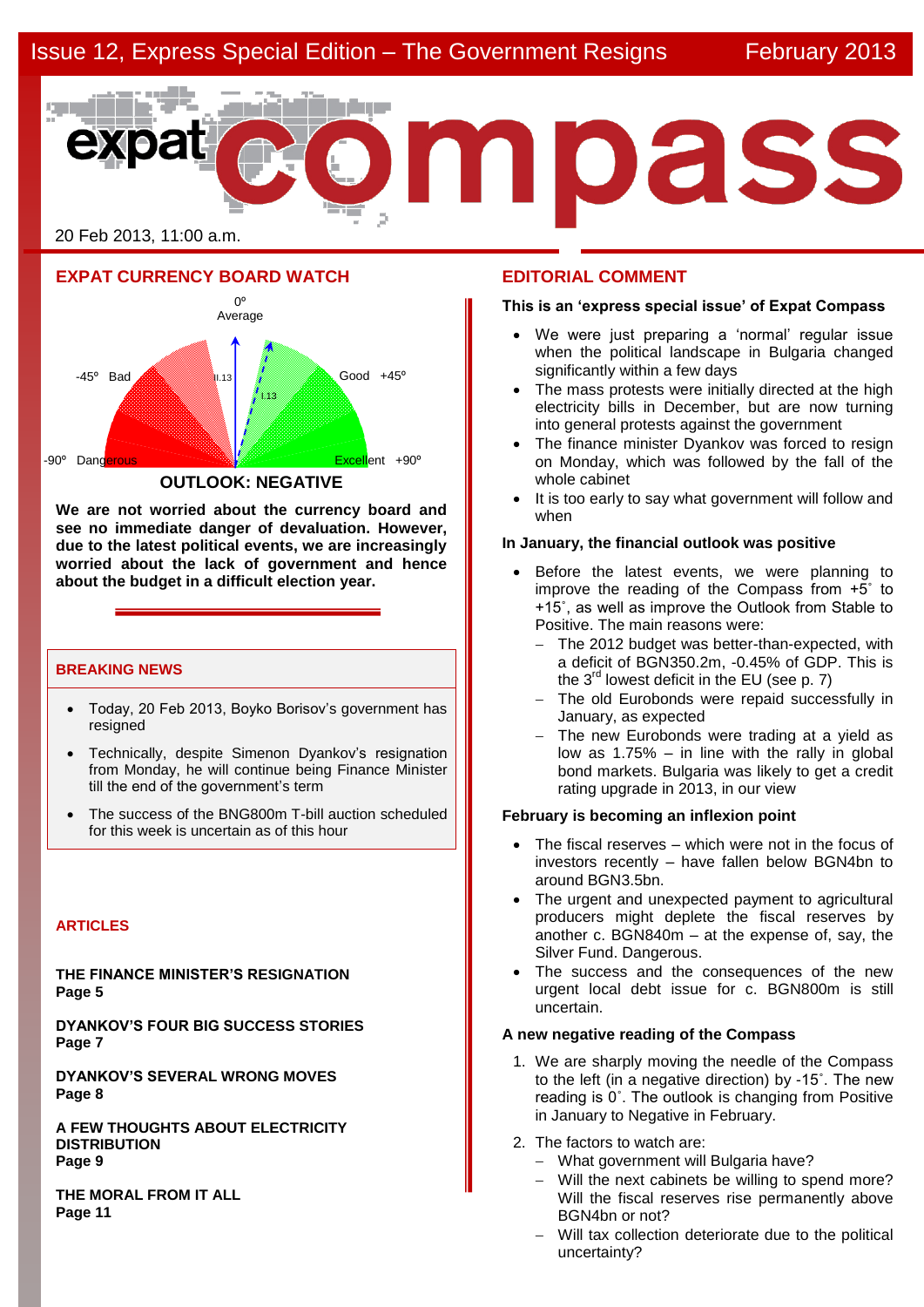Issue 12, Express Special Edition – The Government Resigns February 2013

# expat compass

20 Feb 2013, 11:00 a.m.

## EXPAT CURRENCY BOARD WATCH

0º Average

-45º Bad | Good +45º

-90º Dangerous | Excellent +90º

**OUTLOOK: NEGATIVE**

**We are not worried about the currency board and see no immediate danger of devaluation. However, due to the latest political events, we are increasingly worried about the lack of government and hence about the budget in a difficult election year.**

### BREAKING NEWS

- Today, 20 Feb 2013, Boyko Borisov's government has resigned
- Technically, despite Simenon Dyankov's resignation from Monday, he will continue being Finance Minister till the end of the government's term
- The success of the BNG800m T-bill auction scheduled for this week is uncertain as of this hour

### ARTICLES

**THE FINANCE MINISTER'S RESIGNATION**
**Page 5**

**DYANKOV'S FOUR BIG SUCCESS STORIES**
**Page 7**

**DYANKOV'S SEVERAL WRONG MOVES**
**Page 8**

**A FEW THOUGHTS ABOUT ELECTRICITY DISTRIBUTION**
**Page 9**

**THE MORAL FROM IT ALL**
**Page 11**

## EDITORIAL COMMENT

**This is an 'express special issue' of Expat Compass**

- We were just preparing a 'normal' regular issue when the political landscape in Bulgaria changed significantly within a few days
- The mass protests were initially directed at the high electricity bills in December, but are now turning into general protests against the government
- The finance minister Dyankov was forced to resign on Monday, which was followed by the fall of the whole cabinet
- It is too early to say what government will follow and when

**In January, the financial outlook was positive**

- Before the latest events, we were planning to improve the reading of the Compass from +5˚ to +15˚, as well as improve the Outlook from Stable to Positive. The main reasons were:
  - The 2012 budget was better-than-expected, with a deficit of BGN350.2m, -0.45% of GDP. This is the 3rd lowest deficit in the EU (see p. 7)
  - The old Eurobonds were repaid successfully in January, as expected
  - The new Eurobonds were trading at a yield as low as 1.75% – in line with the rally in global bond markets. Bulgaria was likely to get a credit rating upgrade in 2013, in our view

**February is becoming an inflexion point**

- The fiscal reserves – which were not in the focus of investors recently – have fallen below BGN4bn to around BGN3.5bn.
- The urgent and unexpected payment to agricultural producers might deplete the fiscal reserves by another c. BGN840m – at the expense of, say, the Silver Fund. Dangerous.
- The success and the consequences of the new urgent local debt issue for c. BGN800m is still uncertain.

**A new negative reading of the Compass**

1. We are sharply moving the needle of the Compass to the left (in a negative direction) by -15˚. The new reading is 0˚. The outlook is changing from Positive in January to Negative in February.
2. The factors to watch are:
   - What government will Bulgaria have?
   - Will the next cabinets be willing to spend more? Will the fiscal reserves rise permanently above BGN4bn or not?
   - Will tax collection deteriorate due to the political uncertainty?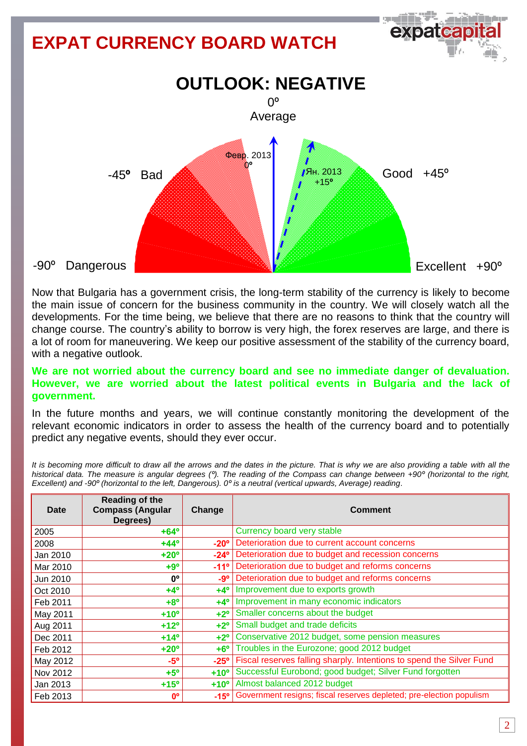# EXPAT CURRENCY BOARD WATCH

## OUTLOOK: NEGATIVE

0º
Average

-45º Bad

Good +45º

-90º Dangerous

Excellent +90º

Февр. 2013
0º

Ян. 2013
+15º

Now that Bulgaria has a government crisis, the long-term stability of the currency is likely to become the main issue of concern for the business community in the country. We will closely watch all the developments. For the time being, we believe that there are no reasons to think that the country will change course. The country's ability to borrow is very high, the forex reserves are large, and there is a lot of room for maneuvering. We keep our positive assessment of the stability of the currency board, with a negative outlook.

**We are not worried about the currency board and see no immediate danger of devaluation. However, we are worried about the latest political events in Bulgaria and the lack of government.**

In the future months and years, we will continue constantly monitoring the development of the relevant economic indicators in order to assess the health of the currency board and to potentially predict any negative events, should they ever occur.

*It is becoming more difficult to draw all the arrows and the dates in the picture. That is why we are also providing a table with all the historical data. The measure is angular degrees (º). The reading of the Compass can change between +90º (horizontal to the right, Excellent) and -90º (horizontal to the left, Dangerous). 0º is a neutral (vertical upwards, Average) reading.*

| Date | Reading of the Compass (Angular Degrees) | Change | Comment |
|---|---|---|---|
| 2005 | +64º | | Currency board very stable |
| 2008 | +44º | -20º | Deterioration due to current account concerns |
| Jan 2010 | +20º | -24º | Deterioration due to budget and recession concerns |
| Mar 2010 | +9º | -11º | Deterioration due to budget and reforms concerns |
| Jun 2010 | 0º | -9º | Deterioration due to budget and reforms concerns |
| Oct 2010 | +4º | +4º | Improvement due to exports growth |
| Feb 2011 | +8º | +4º | Improvement in many economic indicators |
| May 2011 | +10º | +2º | Smaller concerns about the budget |
| Aug 2011 | +12º | +2º | Small budget and trade deficits |
| Dec 2011 | +14º | +2º | Conservative 2012 budget, some pension measures |
| Feb 2012 | +20º | +6º | Troubles in the Eurozone; good 2012 budget |
| May 2012 | -5º | -25º | Fiscal reserves falling sharply. Intentions to spend the Silver Fund |
| Nov 2012 | +5º | +10º | Successful Eurobond; good budget; Silver Fund forgotten |
| Jan 2013 | +15º | +10º | Almost balanced 2012 budget |
| Feb 2013 | 0º | -15º | Government resigns; fiscal reserves depleted; pre-election populism |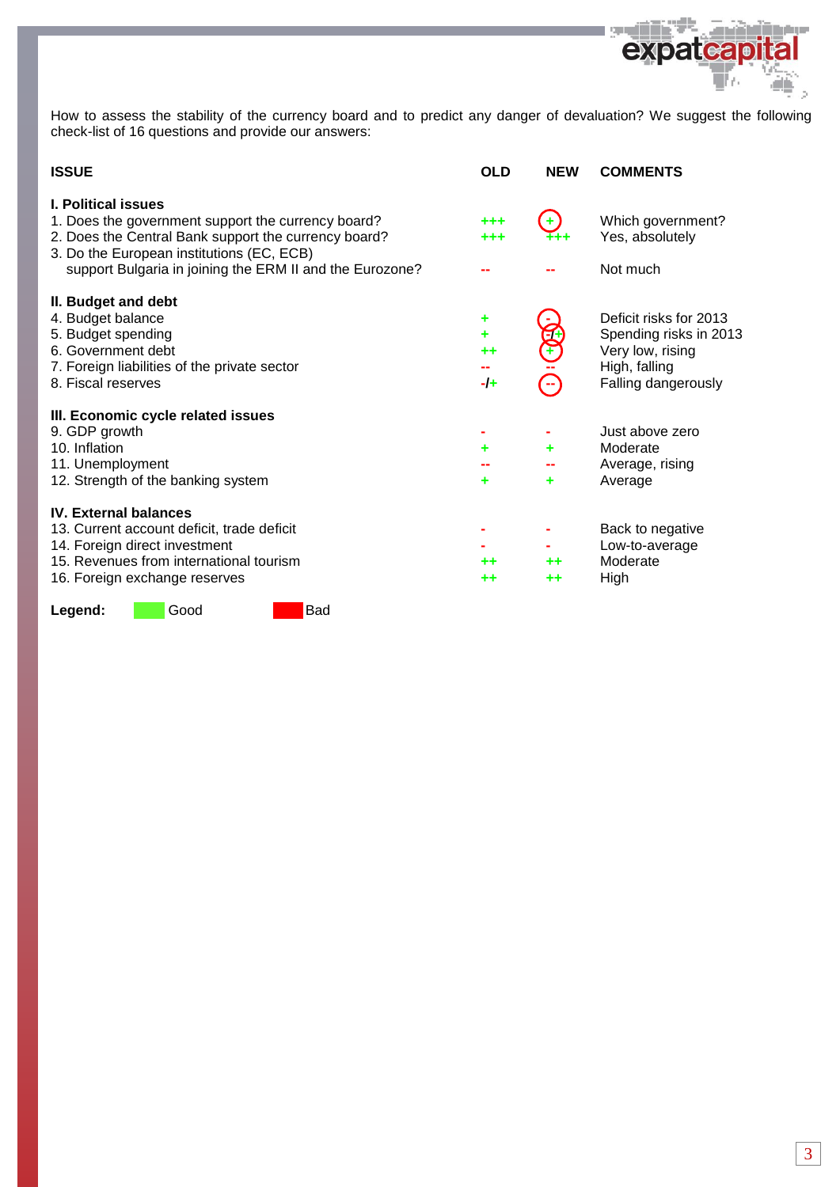How to assess the stability of the currency board and to predict any danger of devaluation? We suggest the following check-list of 16 questions and provide our answers:

| ISSUE | OLD | NEW | COMMENTS |
|---|---|---|---|
| **I. Political issues** | | | |
| 1. Does the government support the currency board? | +++ | + | Which government? |
| 2. Does the Central Bank support the currency board? | +++ | +++ | Yes, absolutely |
| 3. Do the European institutions (EC, ECB) support Bulgaria in joining the ERM II and the Eurozone? | -- | -- | Not much |
| **II. Budget and debt** | | | |
| 4. Budget balance | + | - | Deficit risks for 2013 |
| 5. Budget spending | + | -/+ | Spending risks in 2013 |
| 6. Government debt | ++ | + | Very low, rising |
| 7. Foreign liabilities of the private sector | -- | -- | High, falling |
| 8. Fiscal reserves | -/+ | -- | Falling dangerously |
| **III. Economic cycle related issues** | | | |
| 9. GDP growth | - | - | Just above zero |
| 10. Inflation | + | + | Moderate |
| 11. Unemployment | -- | -- | Average, rising |
| 12. Strength of the banking system | + | + | Average |
| **IV. External balances** | | | |
| 13. Current account deficit, trade deficit | - | - | Back to negative |
| 14. Foreign direct investment | - | - | Low-to-average |
| 15. Revenues from international tourism | ++ | ++ | Moderate |
| 16. Foreign exchange reserves | ++ | ++ | High |

**Legend:** Good (green) Bad (red)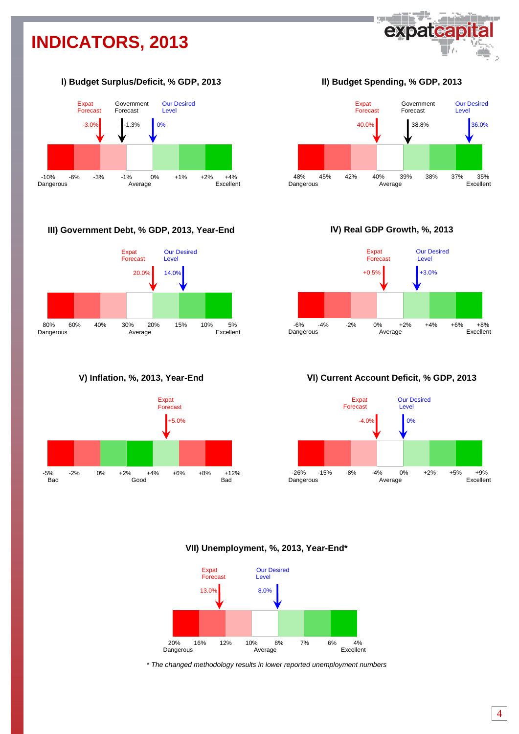# INDICATORS, 2013

### I) Budget Surplus/Deficit, % GDP, 2013

Expat Forecast: -3.0% | Government Forecast: -1.3% | Our Desired Level: 0%

-10% Dangerous | -6% | -3% | -1% | 0% Average | +1% | +2% | +4% Excellent

### II) Budget Spending, % GDP, 2013

Expat Forecast: 40.0% | Government Forecast: 38.8% | Our Desired Level: 36.0%

48% Dangerous | 45% | 42% | 40% | 39% Average | 38% | 37% | 35% Excellent

### III) Government Debt, % GDP, 2013, Year-End

Expat Forecast: 20.0% | Our Desired Level: 14.0%

80% Dangerous | 60% | 40% | 30% | 20% Average | 15% | 10% | 5% Excellent

### IV) Real GDP Growth, %, 2013

Expat Forecast: +0.5% | Our Desired Level: +3.0%

-6% Dangerous | -4% | -2% | 0% | +2% Average | +4% | +6% | +8% Excellent

### V) Inflation, %, 2013, Year-End

Expat Forecast: +5.0%

-5% Bad | -2% | 0% | +2% | +4% Good | +6% | +8% | +12% Bad

### VI) Current Account Deficit, % GDP, 2013

Expat Forecast: -4.0% | Our Desired Level: 0%

-26% Dangerous | -15% | -8% | -4% | 0% Average | +2% | +5% | +9% Excellent

### VII) Unemployment, %, 2013, Year-End*

Expat Forecast: 13.0% | Our Desired Level: 8.0%

20% Dangerous | 16% | 12% | 10% | 8% Average | 7% | 6% | 4% Excellent

*\* The changed methodology results in lower reported unemployment numbers*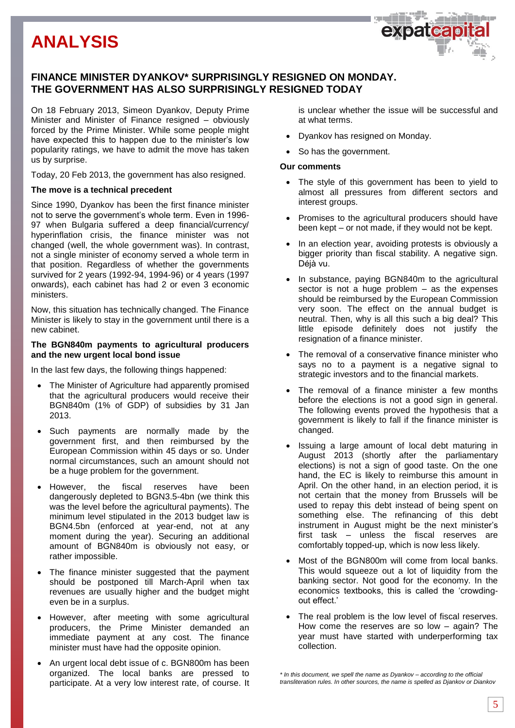# ANALYSIS

## FINANCE MINISTER DYANKOV* SURPRISINGLY RESIGNED ON MONDAY. THE GOVERNMENT HAS ALSO SURPRISINGLY RESIGNED TODAY

On 18 February 2013, Simeon Dyankov, Deputy Prime Minister and Minister of Finance resigned – obviously forced by the Prime Minister. While some people might have expected this to happen due to the minister's low popularity ratings, we have to admit the move has taken us by surprise.

Today, 20 Feb 2013, the government has also resigned.

**The move is a technical precedent**

Since 1990, Dyankov has been the first finance minister not to serve the government's whole term. Even in 1996-97 when Bulgaria suffered a deep financial/currency/ hyperinflation crisis, the finance minister was not changed (well, the whole government was). In contrast, not a single minister of economy served a whole term in that position. Regardless of whether the governments survived for 2 years (1992-94, 1994-96) or 4 years (1997 onwards), each cabinet has had 2 or even 3 economic ministers.

Now, this situation has technically changed. The Finance Minister is likely to stay in the government until there is a new cabinet.

**The BGN840m payments to agricultural producers and the new urgent local bond issue**

In the last few days, the following things happened:

- The Minister of Agriculture had apparently promised that the agricultural producers would receive their BGN840m (1% of GDP) of subsidies by 31 Jan 2013.
- Such payments are normally made by the government first, and then reimbursed by the European Commission within 45 days or so. Under normal circumstances, such an amount should not be a huge problem for the government.
- However, the fiscal reserves have been dangerously depleted to BGN3.5-4bn (we think this was the level before the agricultural payments). The minimum level stipulated in the 2013 budget law is BGN4.5bn (enforced at year-end, not at any moment during the year). Securing an additional amount of BGN840m is obviously not easy, or rather impossible.
- The finance minister suggested that the payment should be postponed till March-April when tax revenues are usually higher and the budget might even be in a surplus.
- However, after meeting with some agricultural producers, the Prime Minister demanded an immediate payment at any cost. The finance minister must have had the opposite opinion.
- An urgent local debt issue of c. BGN800m has been organized. The local banks are pressed to participate. At a very low interest rate, of course. It is unclear whether the issue will be successful and at what terms.
- Dyankov has resigned on Monday.
- So has the government.

**Our comments**

- The style of this government has been to yield to almost all pressures from different sectors and interest groups.
- Promises to the agricultural producers should have been kept – or not made, if they would not be kept.
- In an election year, avoiding protests is obviously a bigger priority than fiscal stability. A negative sign. Déjà vu.
- In substance, paying BGN840m to the agricultural sector is not a huge problem – as the expenses should be reimbursed by the European Commission very soon. The effect on the annual budget is neutral. Then, why is all this such a big deal? This little episode definitely does not justify the resignation of a finance minister.
- The removal of a conservative finance minister who says no to a payment is a negative signal to strategic investors and to the financial markets.
- The removal of a finance minister a few months before the elections is not a good sign in general. The following events proved the hypothesis that a government is likely to fall if the finance minister is changed.
- Issuing a large amount of local debt maturing in August 2013 (shortly after the parliamentary elections) is not a sign of good taste. On the one hand, the EC is likely to reimburse this amount in April. On the other hand, in an election period, it is not certain that the money from Brussels will be used to repay this debt instead of being spent on something else. The refinancing of this debt instrument in August might be the next minister's first task – unless the fiscal reserves are comfortably topped-up, which is now less likely.
- Most of the BGN800m will come from local banks. This would squeeze out a lot of liquidity from the banking sector. Not good for the economy. In the economics textbooks, this is called the 'crowding-out effect.'
- The real problem is the low level of fiscal reserves. How come the reserves are so low – again? The year must have started with underperforming tax collection.

*\* In this document, we spell the name as Dyankov – according to the official transliteration rules. In other sources, the name is spelled as Djankov or Diankov*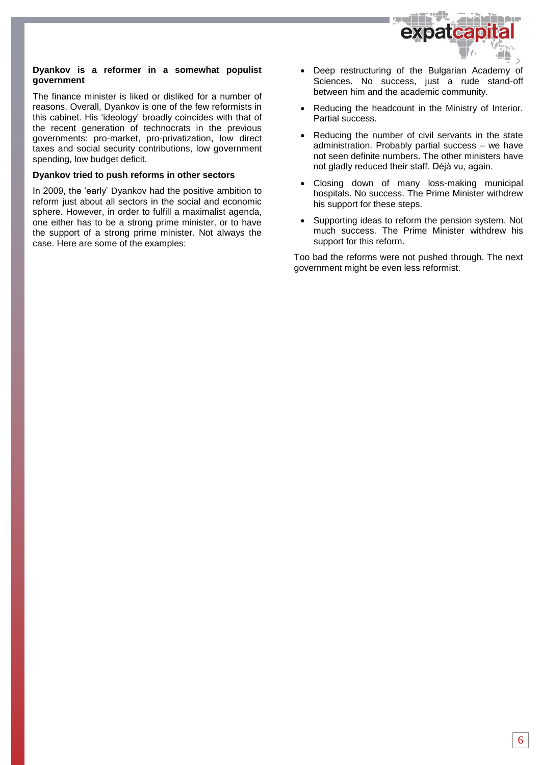**Dyankov is a reformer in a somewhat populist government**

The finance minister is liked or disliked for a number of reasons. Overall, Dyankov is one of the few reformists in this cabinet. His 'ideology' broadly coincides with that of the recent generation of technocrats in the previous governments: pro-market, pro-privatization, low direct taxes and social security contributions, low government spending, low budget deficit.

**Dyankov tried to push reforms in other sectors**

In 2009, the 'early' Dyankov had the positive ambition to reform just about all sectors in the social and economic sphere. However, in order to fulfill a maximalist agenda, one either has to be a strong prime minister, or to have the support of a strong prime minister. Not always the case. Here are some of the examples:

- Deep restructuring of the Bulgarian Academy of Sciences. No success, just a rude stand-off between him and the academic community.
- Reducing the headcount in the Ministry of Interior. Partial success.
- Reducing the number of civil servants in the state administration. Probably partial success – we have not seen definite numbers. The other ministers have not gladly reduced their staff. Déjà vu, again.
- Closing down of many loss-making municipal hospitals. No success. The Prime Minister withdrew his support for these steps.
- Supporting ideas to reform the pension system. Not much success. The Prime Minister withdrew his support for this reform.

Too bad the reforms were not pushed through. The next government might be even less reformist.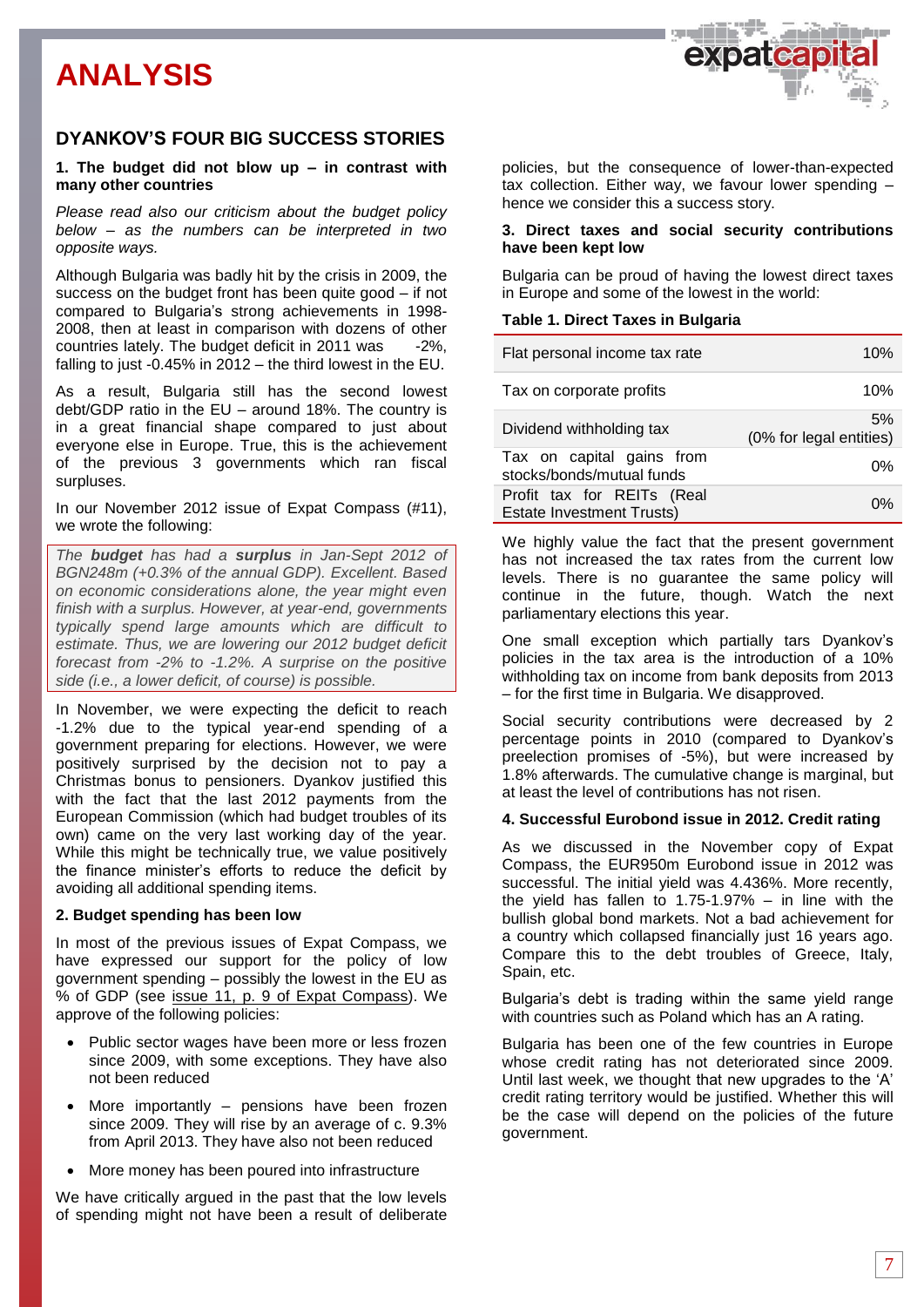# ANALYSIS

## DYANKOV'S FOUR BIG SUCCESS STORIES

### 1. The budget did not blow up – in contrast with many other countries

*Please read also our criticism about the budget policy below – as the numbers can be interpreted in two opposite ways.*

Although Bulgaria was badly hit by the crisis in 2009, the success on the budget front has been quite good – if not compared to Bulgaria's strong achievements in 1998-2008, then at least in comparison with dozens of other countries lately. The budget deficit in 2011 was -2%, falling to just -0.45% in 2012 – the third lowest in the EU.

As a result, Bulgaria still has the second lowest debt/GDP ratio in the EU – around 18%. The country is in a great financial shape compared to just about everyone else in Europe. True, this is the achievement of the previous 3 governments which ran fiscal surpluses.

In our November 2012 issue of Expat Compass (#11), we wrote the following:

> *The **budget** has had a **surplus** in Jan-Sept 2012 of BGN248m (+0.3% of the annual GDP). Excellent. Based on economic considerations alone, the year might even finish with a surplus. However, at year-end, governments typically spend large amounts which are difficult to estimate. Thus, we are lowering our 2012 budget deficit forecast from -2% to -1.2%. A surprise on the positive side (i.e., a lower deficit, of course) is possible.*

In November, we were expecting the deficit to reach -1.2% due to the typical year-end spending of a government preparing for elections. However, we were positively surprised by the decision not to pay a Christmas bonus to pensioners. Dyankov justified this with the fact that the last 2012 payments from the European Commission (which had budget troubles of its own) came on the very last working day of the year. While this might be technically true, we value positively the finance minister's efforts to reduce the deficit by avoiding all additional spending items.

### 2. Budget spending has been low

In most of the previous issues of Expat Compass, we have expressed our support for the policy of low government spending – possibly the lowest in the EU as % of GDP (see issue 11, p. 9 of Expat Compass). We approve of the following policies:

- Public sector wages have been more or less frozen since 2009, with some exceptions. They have also not been reduced
- More importantly – pensions have been frozen since 2009. They will rise by an average of c. 9.3% from April 2013. They have also not been reduced
- More money has been poured into infrastructure

We have critically argued in the past that the low levels of spending might not have been a result of deliberate policies, but the consequence of lower-than-expected tax collection. Either way, we favour lower spending – hence we consider this a success story.

### 3. Direct taxes and social security contributions have been kept low

Bulgaria can be proud of having the lowest direct taxes in Europe and some of the lowest in the world:

**Table 1. Direct Taxes in Bulgaria**

| | |
|---|---|
| Flat personal income tax rate | 10% |
| Tax on corporate profits | 10% |
| Dividend withholding tax | 5% (0% for legal entities) |
| Tax on capital gains from stocks/bonds/mutual funds | 0% |
| Profit tax for REITs (Real Estate Investment Trusts) | 0% |

We highly value the fact that the present government has not increased the tax rates from the current low levels. There is no guarantee the same policy will continue in the future, though. Watch the next parliamentary elections this year.

One small exception which partially tars Dyankov's policies in the tax area is the introduction of a 10% withholding tax on income from bank deposits from 2013 – for the first time in Bulgaria. We disapproved.

Social security contributions were decreased by 2 percentage points in 2010 (compared to Dyankov's preelection promises of -5%), but were increased by 1.8% afterwards. The cumulative change is marginal, but at least the level of contributions has not risen.

### 4. Successful Eurobond issue in 2012. Credit rating

As we discussed in the November copy of Expat Compass, the EUR950m Eurobond issue in 2012 was successful. The initial yield was 4.436%. More recently, the yield has fallen to 1.75-1.97% – in line with the bullish global bond markets. Not a bad achievement for a country which collapsed financially just 16 years ago. Compare this to the debt troubles of Greece, Italy, Spain, etc.

Bulgaria's debt is trading within the same yield range with countries such as Poland which has an A rating.

Bulgaria has been one of the few countries in Europe whose credit rating has not deteriorated since 2009. Until last week, we thought that new upgrades to the 'A' credit rating territory would be justified. Whether this will be the case will depend on the policies of the future government.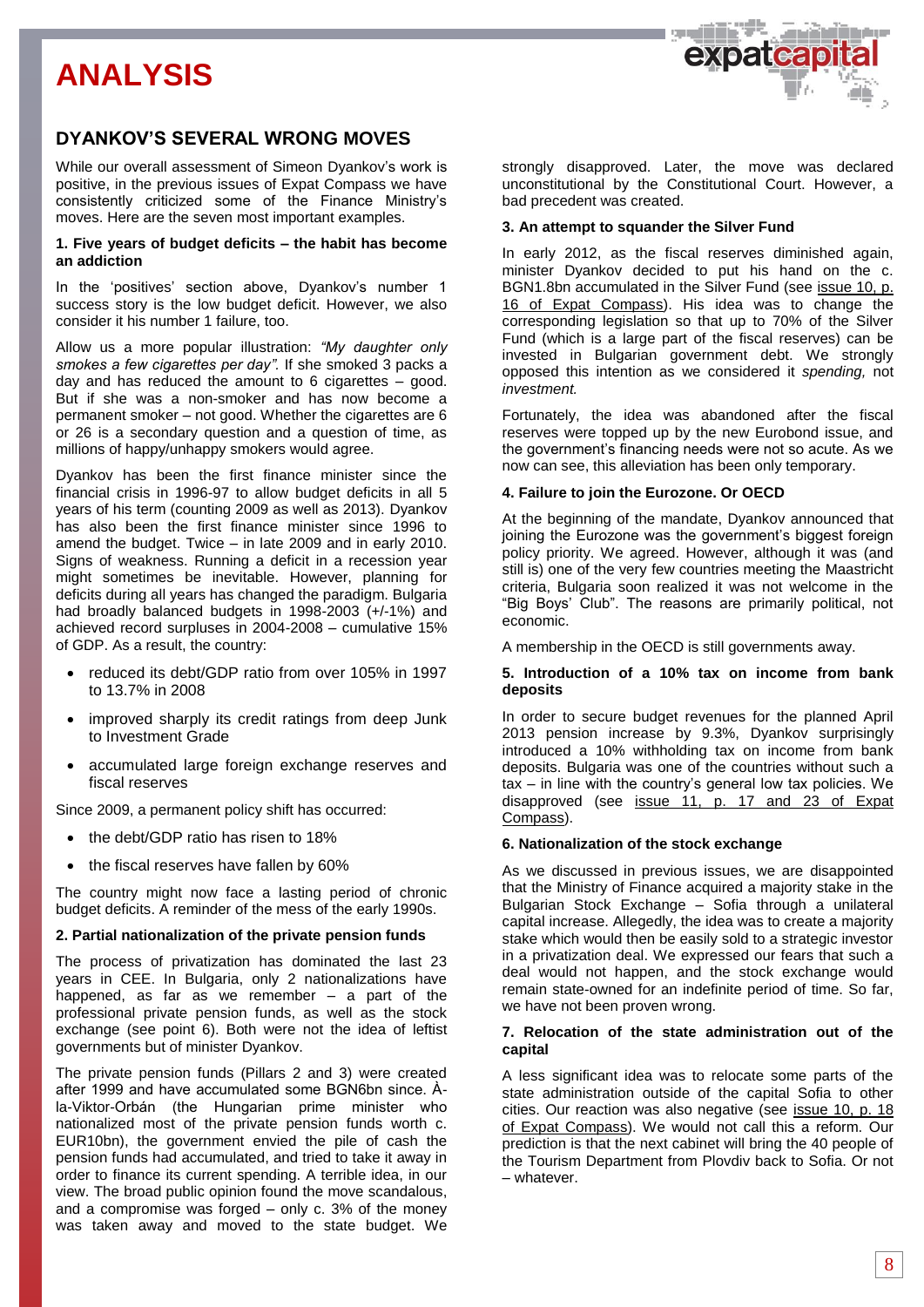# ANALYSIS

## DYANKOV'S SEVERAL WRONG MOVES

While our overall assessment of Simeon Dyankov's work is positive, in the previous issues of Expat Compass we have consistently criticized some of the Finance Ministry's moves. Here are the seven most important examples.

**1. Five years of budget deficits – the habit has become an addiction**

In the 'positives' section above, Dyankov's number 1 success story is the low budget deficit. However, we also consider it his number 1 failure, too.

Allow us a more popular illustration: *"My daughter only smokes a few cigarettes per day".* If she smoked 3 packs a day and has reduced the amount to 6 cigarettes – good. But if she was a non-smoker and has now become a permanent smoker – not good. Whether the cigarettes are 6 or 26 is a secondary question and a question of time, as millions of happy/unhappy smokers would agree.

Dyankov has been the first finance minister since the financial crisis in 1996-97 to allow budget deficits in all 5 years of his term (counting 2009 as well as 2013). Dyankov has also been the first finance minister since 1996 to amend the budget. Twice – in late 2009 and in early 2010. Signs of weakness. Running a deficit in a recession year might sometimes be inevitable. However, planning for deficits during all years has changed the paradigm. Bulgaria had broadly balanced budgets in 1998-2003 (+/-1%) and achieved record surpluses in 2004-2008 – cumulative 15% of GDP. As a result, the country:

- reduced its debt/GDP ratio from over 105% in 1997 to 13.7% in 2008
- improved sharply its credit ratings from deep Junk to Investment Grade
- accumulated large foreign exchange reserves and fiscal reserves

Since 2009, a permanent policy shift has occurred:

- the debt/GDP ratio has risen to 18%
- the fiscal reserves have fallen by 60%

The country might now face a lasting period of chronic budget deficits. A reminder of the mess of the early 1990s.

**2. Partial nationalization of the private pension funds**

The process of privatization has dominated the last 23 years in CEE. In Bulgaria, only 2 nationalizations have happened, as far as we remember – a part of the professional private pension funds, as well as the stock exchange (see point 6). Both were not the idea of leftist governments but of minister Dyankov.

The private pension funds (Pillars 2 and 3) were created after 1999 and have accumulated some BGN6bn since. À-la-Viktor-Orbán (the Hungarian prime minister who nationalized most of the private pension funds worth c. EUR10bn), the government envied the pile of cash the pension funds had accumulated, and tried to take it away in order to finance its current spending. A terrible idea, in our view. The broad public opinion found the move scandalous, and a compromise was forged – only c. 3% of the money was taken away and moved to the state budget. We strongly disapproved. Later, the move was declared unconstitutional by the Constitutional Court. However, a bad precedent was created.

**3. An attempt to squander the Silver Fund**

In early 2012, as the fiscal reserves diminished again, minister Dyankov decided to put his hand on the c. BGN1.8bn accumulated in the Silver Fund (see issue 10, p. 16 of Expat Compass). His idea was to change the corresponding legislation so that up to 70% of the Silver Fund (which is a large part of the fiscal reserves) can be invested in Bulgarian government debt. We strongly opposed this intention as we considered it *spending,* not *investment.*

Fortunately, the idea was abandoned after the fiscal reserves were topped up by the new Eurobond issue, and the government's financing needs were not so acute. As we now can see, this alleviation has been only temporary.

**4. Failure to join the Eurozone. Or OECD**

At the beginning of the mandate, Dyankov announced that joining the Eurozone was the government's biggest foreign policy priority. We agreed. However, although it was (and still is) one of the very few countries meeting the Maastricht criteria, Bulgaria soon realized it was not welcome in the "Big Boys' Club". The reasons are primarily political, not economic.

A membership in the OECD is still governments away.

**5. Introduction of a 10% tax on income from bank deposits**

In order to secure budget revenues for the planned April 2013 pension increase by 9.3%, Dyankov surprisingly introduced a 10% withholding tax on income from bank deposits. Bulgaria was one of the countries without such a tax – in line with the country's general low tax policies. We disapproved (see issue 11, p. 17 and 23 of Expat Compass).

**6. Nationalization of the stock exchange**

As we discussed in previous issues, we are disappointed that the Ministry of Finance acquired a majority stake in the Bulgarian Stock Exchange – Sofia through a unilateral capital increase. Allegedly, the idea was to create a majority stake which would then be easily sold to a strategic investor in a privatization deal. We expressed our fears that such a deal would not happen, and the stock exchange would remain state-owned for an indefinite period of time. So far, we have not been proven wrong.

**7. Relocation of the state administration out of the capital**

A less significant idea was to relocate some parts of the state administration outside of the capital Sofia to other cities. Our reaction was also negative (see issue 10, p. 18 of Expat Compass). We would not call this a reform. Our prediction is that the next cabinet will bring the 40 people of the Tourism Department from Plovdiv back to Sofia. Or not – whatever.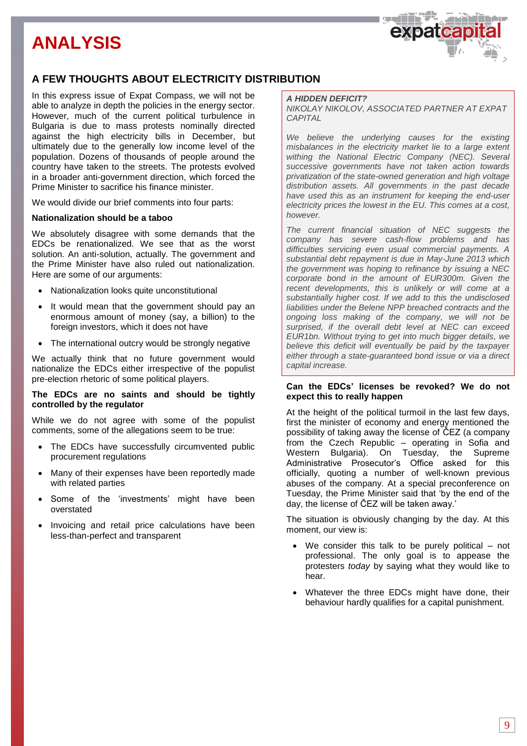# ANALYSIS

## A FEW THOUGHTS ABOUT ELECTRICITY DISTRIBUTION

In this express issue of Expat Compass, we will not be able to analyze in depth the policies in the energy sector. However, much of the current political turbulence in Bulgaria is due to mass protests nominally directed against the high electricity bills in December, but ultimately due to the generally low income level of the population. Dozens of thousands of people around the country have taken to the streets. The protests evolved in a broader anti-government direction, which forced the Prime Minister to sacrifice his finance minister.

We would divide our brief comments into four parts:

**Nationalization should be a taboo**

We absolutely disagree with some demands that the EDCs be renationalized. We see that as the worst solution. An anti-solution, actually. The government and the Prime Minister have also ruled out nationalization. Here are some of our arguments:

- Nationalization looks quite unconstitutional
- It would mean that the government should pay an enormous amount of money (say, a billion) to the foreign investors, which it does not have
- The international outcry would be strongly negative

We actually think that no future government would nationalize the EDCs either irrespective of the populist pre-election rhetoric of some political players.

**The EDCs are no saints and should be tightly controlled by the regulator**

While we do not agree with some of the populist comments, some of the allegations seem to be true:

- The EDCs have successfully circumvented public procurement regulations
- Many of their expenses have been reportedly made with related parties
- Some of the 'investments' might have been overstated
- Invoicing and retail price calculations have been less-than-perfect and transparent

> ***A HIDDEN DEFICIT?***
>
> *NIKOLAY NIKOLOV, ASSOCIATED PARTNER AT EXPAT CAPITAL*
>
> *We believe the underlying causes for the existing misbalances in the electricity market lie to a large extent withing the National Electric Company (NEC). Several successive governments have not taken action towards privatization of the state-owned generation and high voltage distribution assets. All governments in the past decade have used this as an instrument for keeping the end-user electricity prices the lowest in the EU. This comes at a cost, however.*
>
> *The current financial situation of NEC suggests the company has severe cash-flow problems and has difficulties servicing even usual commercial payments. A substantial debt repayment is due in May-June 2013 which the government was hoping to refinance by issuing a NEC corporate bond in the amount of EUR300m. Given the recent developments, this is unlikely or will come at a substantially higher cost. If we add to this the undisclosed liabilities under the Belene NPP breached contracts and the ongoing loss making of the company, we will not be surprised, if the overall debt level at NEC can exceed EUR1bn. Without trying to get into much bigger details, we believe this deficit will eventually be paid by the taxpayer either through a state-guaranteed bond issue or via a direct capital increase.*

**Can the EDCs' licenses be revoked? We do not expect this to really happen**

At the height of the political turmoil in the last few days, first the minister of economy and energy mentioned the possibility of taking away the license of ČEZ (a company from the Czech Republic – operating in Sofia and Western Bulgaria). On Tuesday, the Supreme Administrative Prosecutor's Office asked for this officially, quoting a number of well-known previous abuses of the company. At a special preconference on Tuesday, the Prime Minister said that 'by the end of the day, the license of ČEZ will be taken away.'

The situation is obviously changing by the day. At this moment, our view is:

- We consider this talk to be purely political – not professional. The only goal is to appease the protesters *today* by saying what they would like to hear.
- Whatever the three EDCs might have done, their behaviour hardly qualifies for a capital punishment.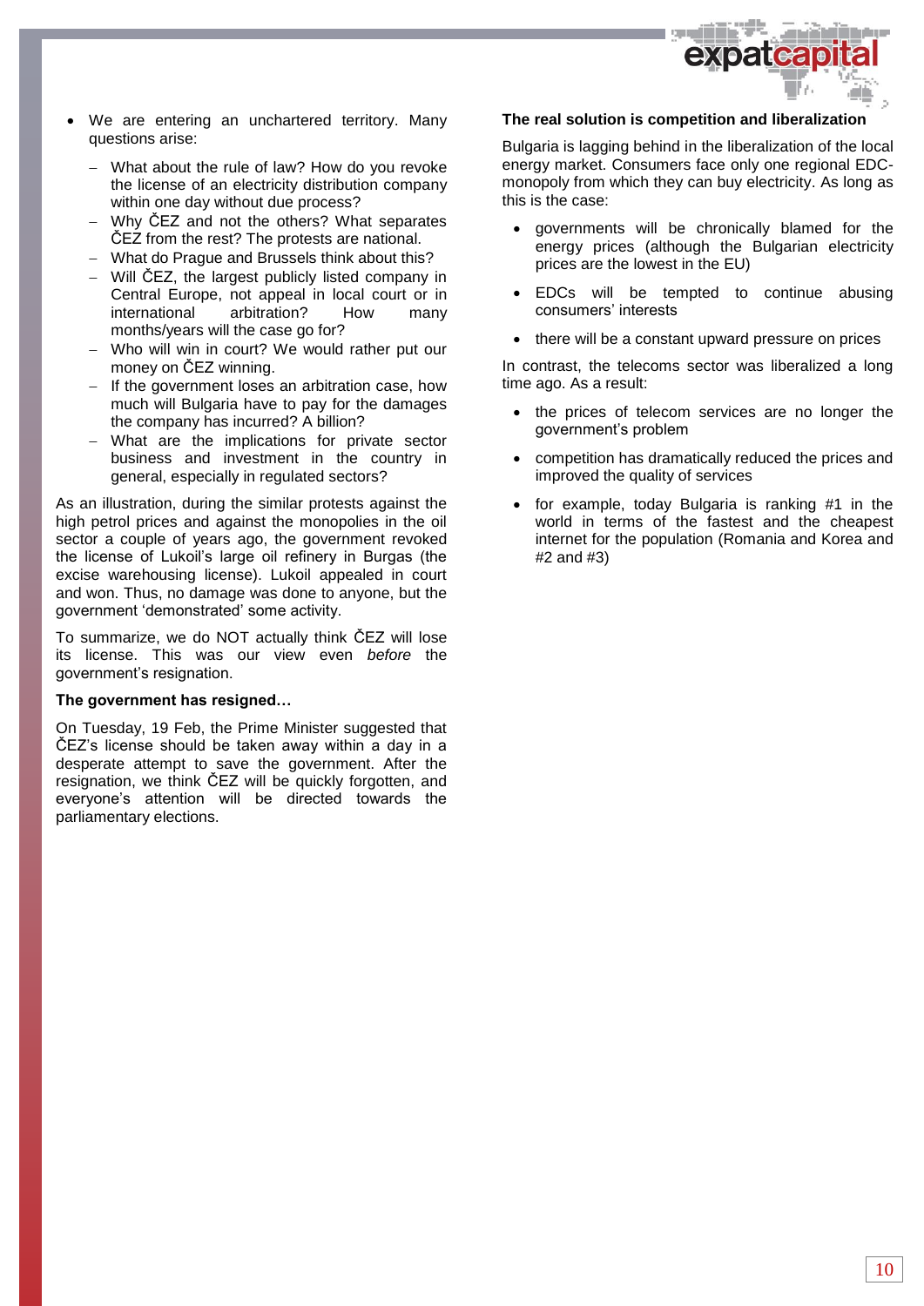- We are entering an unchartered territory. Many questions arise:
  - What about the rule of law? How do you revoke the license of an electricity distribution company within one day without due process?
  - Why ČEZ and not the others? What separates ČEZ from the rest? The protests are national.
  - What do Prague and Brussels think about this?
  - Will ČEZ, the largest publicly listed company in Central Europe, not appeal in local court or in international arbitration? How many months/years will the case go for?
  - Who will win in court? We would rather put our money on ČEZ winning.
  - If the government loses an arbitration case, how much will Bulgaria have to pay for the damages the company has incurred? A billion?
  - What are the implications for private sector business and investment in the country in general, especially in regulated sectors?

As an illustration, during the similar protests against the high petrol prices and against the monopolies in the oil sector a couple of years ago, the government revoked the license of Lukoil's large oil refinery in Burgas (the excise warehousing license). Lukoil appealed in court and won. Thus, no damage was done to anyone, but the government 'demonstrated' some activity.

To summarize, we do NOT actually think ČEZ will lose its license. This was our view even *before* the government's resignation.

**The government has resigned…**

On Tuesday, 19 Feb, the Prime Minister suggested that ČEZ's license should be taken away within a day in a desperate attempt to save the government. After the resignation, we think ČEZ will be quickly forgotten, and everyone's attention will be directed towards the parliamentary elections.

**The real solution is competition and liberalization**

Bulgaria is lagging behind in the liberalization of the local energy market. Consumers face only one regional EDC-monopoly from which they can buy electricity. As long as this is the case:

- governments will be chronically blamed for the energy prices (although the Bulgarian electricity prices are the lowest in the EU)
- EDCs will be tempted to continue abusing consumers' interests
- there will be a constant upward pressure on prices

In contrast, the telecoms sector was liberalized a long time ago. As a result:

- the prices of telecom services are no longer the government's problem
- competition has dramatically reduced the prices and improved the quality of services
- for example, today Bulgaria is ranking #1 in the world in terms of the fastest and the cheapest internet for the population (Romania and Korea and #2 and #3)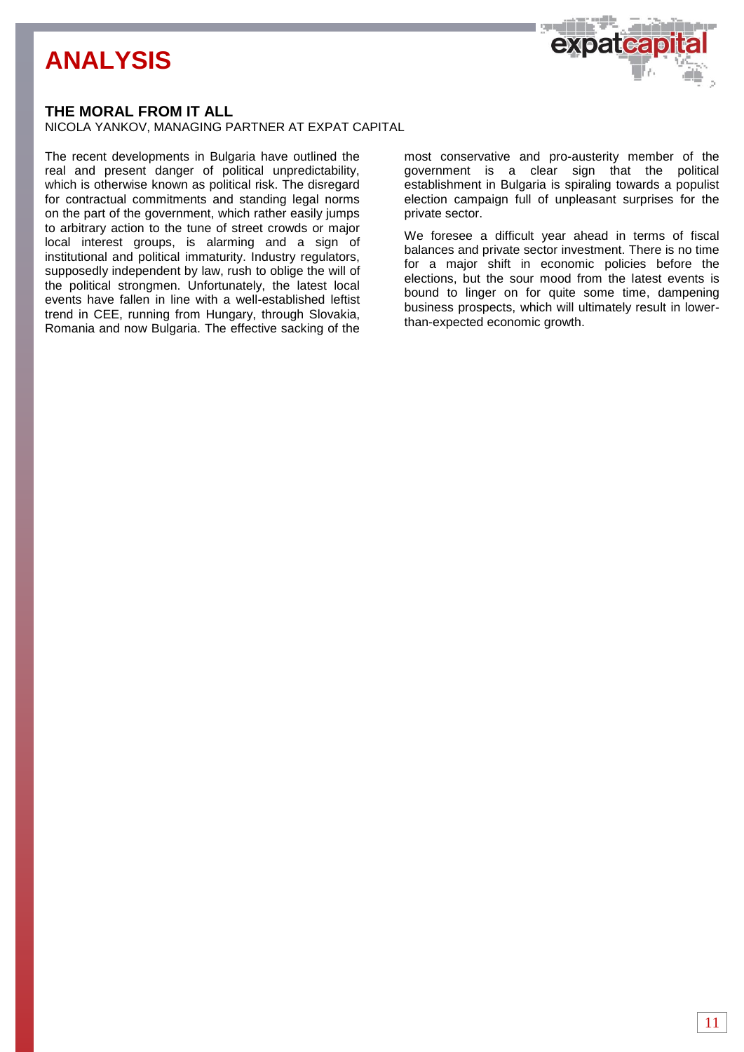# ANALYSIS

## THE MORAL FROM IT ALL

NICOLA YANKOV, MANAGING PARTNER AT EXPAT CAPITAL

The recent developments in Bulgaria have outlined the real and present danger of political unpredictability, which is otherwise known as political risk. The disregard for contractual commitments and standing legal norms on the part of the government, which rather easily jumps to arbitrary action to the tune of street crowds or major local interest groups, is alarming and a sign of institutional and political immaturity. Industry regulators, supposedly independent by law, rush to oblige the will of the political strongmen. Unfortunately, the latest local events have fallen in line with a well-established leftist trend in CEE, running from Hungary, through Slovakia, Romania and now Bulgaria. The effective sacking of the most conservative and pro-austerity member of the government is a clear sign that the political establishment in Bulgaria is spiraling towards a populist election campaign full of unpleasant surprises for the private sector.

We foresee a difficult year ahead in terms of fiscal balances and private sector investment. There is no time for a major shift in economic policies before the elections, but the sour mood from the latest events is bound to linger on for quite some time, dampening business prospects, which will ultimately result in lower-than-expected economic growth.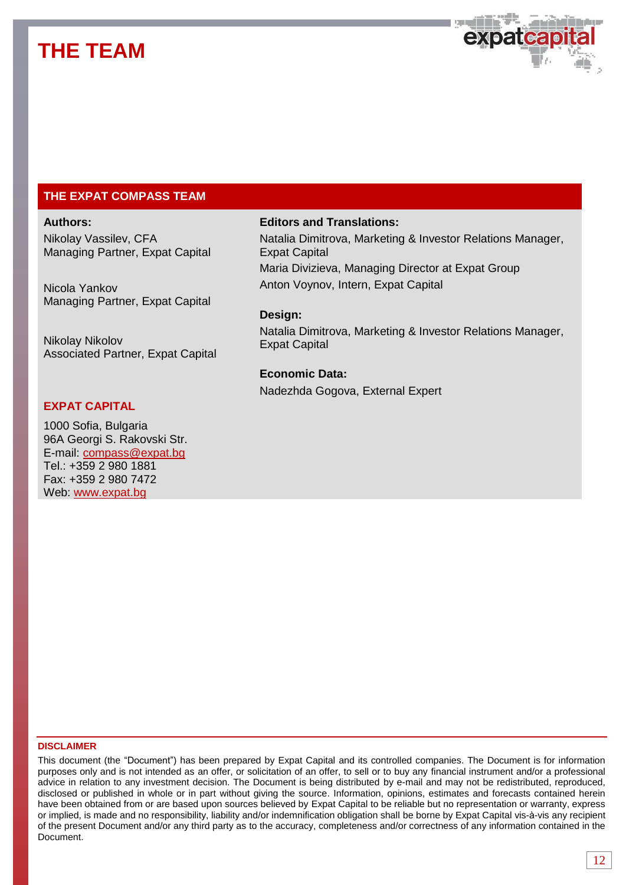# THE TEAM

## THE EXPAT COMPASS TEAM

**Authors:**

Nikolay Vassilev, CFA
Managing Partner, Expat Capital

Nicola Yankov
Managing Partner, Expat Capital

Nikolay Nikolov
Associated Partner, Expat Capital

**Editors and Translations:**

Natalia Dimitrova, Marketing & Investor Relations Manager, Expat Capital

Maria Divizieva, Managing Director at Expat Group

Anton Voynov, Intern, Expat Capital

**Design:**

Natalia Dimitrova, Marketing & Investor Relations Manager, Expat Capital

**Economic Data:**

Nadezhda Gogova, External Expert

### EXPAT CAPITAL

1000 Sofia, Bulgaria
96A Georgi S. Rakovski Str.
E-mail: compass@expat.bg
Tel.: +359 2 980 1881
Fax: +359 2 980 7472
Web: www.expat.bg

### DISCLAIMER

This document (the "Document") has been prepared by Expat Capital and its controlled companies. The Document is for information purposes only and is not intended as an offer, or solicitation of an offer, to sell or to buy any financial instrument and/or a professional advice in relation to any investment decision. The Document is being distributed by e-mail and may not be redistributed, reproduced, disclosed or published in whole or in part without giving the source. Information, opinions, estimates and forecasts contained herein have been obtained from or are based upon sources believed by Expat Capital to be reliable but no representation or warranty, express or implied, is made and no responsibility, liability and/or indemnification obligation shall be borne by Expat Capital vis-à-vis any recipient of the present Document and/or any third party as to the accuracy, completeness and/or correctness of any information contained in the Document.